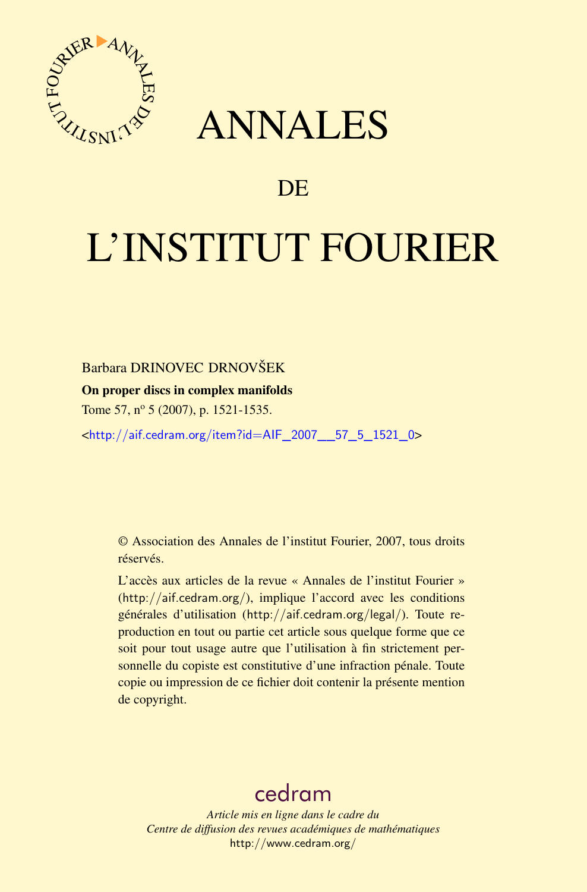# ANNALES

## DE

# L'INSTITUT FOURIER

Barbara DRINOVEC DRNOVŠEK

**On proper discs in complex manifolds**

Tome 57, nº 5 (2007), p. 1521-1535.

<http://aif.cedram.org/item?id=AIF_2007__57_5_1521_0>

© Association des Annales de l'institut Fourier, 2007, tous droits réservés.

L'accès aux articles de la revue « Annales de l'institut Fourier » (http://aif.cedram.org/), implique l'accord avec les conditions générales d'utilisation (http://aif.cedram.org/legal/). Toute reproduction en tout ou partie cet article sous quelque forme que ce soit pour tout usage autre que l'utilisation à fin strictement personnelle du copiste est constitutive d'une infraction pénale. Toute copie ou impression de ce fichier doit contenir la présente mention de copyright.

cedram

*Article mis en ligne dans le cadre du*
*Centre de diffusion des revues académiques de mathématiques*
http://www.cedram.org/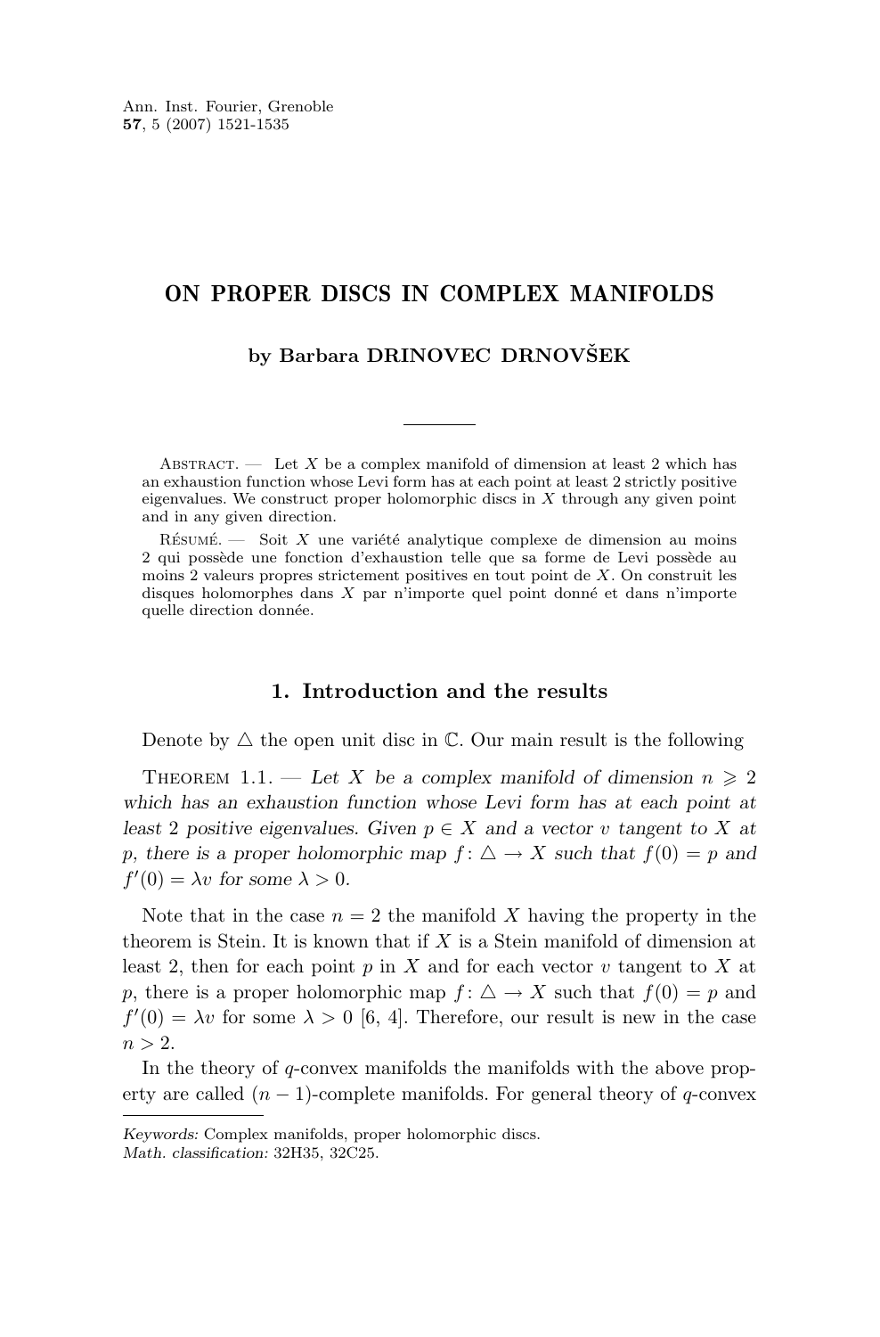# ON PROPER DISCS IN COMPLEX MANIFOLDS

**by Barbara DRINOVEC DRNOVŠEK**

Abstract. — Let $X$ be a complex manifold of dimension at least 2 which has an exhaustion function whose Levi form has at each point at least 2 strictly positive eigenvalues. We construct proper holomorphic discs in $X$ through any given point and in any given direction.

Résumé. — Soit $X$ une variété analytique complexe de dimension au moins 2 qui possède une fonction d'exhaustion telle que sa forme de Levi possède au moins 2 valeurs propres strictement positives en tout point de $X$. On construit les disques holomorphes dans $X$ par n'importe quel point donné et dans n'importe quelle direction donnée.

## 1. Introduction and the results

Denote by $\triangle$ the open unit disc in $\mathbb{C}$. Our main result is the following

Theorem 1.1. — *Let $X$ be a complex manifold of dimension $n \geqslant 2$ which has an exhaustion function whose Levi form has at each point at least 2 positive eigenvalues. Given $p \in X$ and a vector $v$ tangent to $X$ at $p$, there is a proper holomorphic map $f\colon \triangle \to X$ such that $f(0) = p$ and $f'(0) = \lambda v$ for some $\lambda > 0$.*

Note that in the case $n = 2$ the manifold $X$ having the property in the theorem is Stein. It is known that if $X$ is a Stein manifold of dimension at least 2, then for each point $p$ in $X$ and for each vector $v$ tangent to $X$ at $p$, there is a proper holomorphic map $f\colon \triangle \to X$ such that $f(0) = p$ and $f'(0) = \lambda v$ for some $\lambda > 0$ [6, 4]. Therefore, our result is new in the case $n > 2$.

In the theory of $q$-convex manifolds the manifolds with the above property are called $(n-1)$-complete manifolds. For general theory of $q$-convex

*Keywords:* Complex manifolds, proper holomorphic discs.
*Math. classification:* 32H35, 32C25.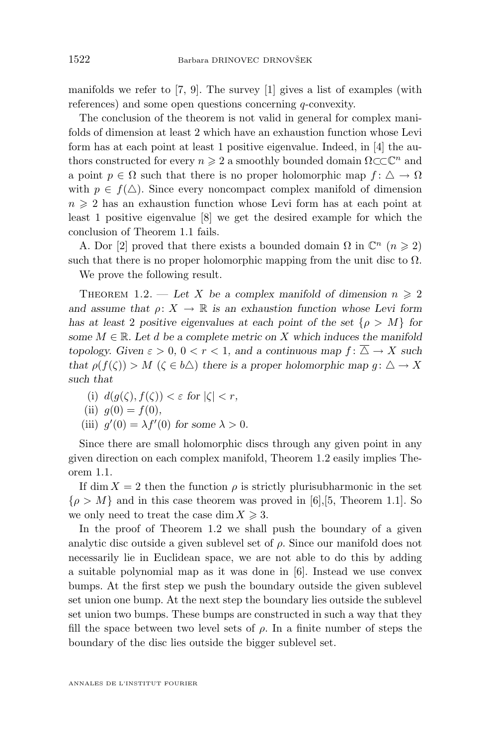manifolds we refer to [7, 9]. The survey [1] gives a list of examples (with references) and some open questions concerning $q$-convexity.

The conclusion of the theorem is not valid in general for complex manifolds of dimension at least 2 which have an exhaustion function whose Levi form has at each point at least 1 positive eigenvalue. Indeed, in [4] the authors constructed for every $n \geqslant 2$ a smoothly bounded domain $\Omega \subset\subset \mathbb{C}^n$ and a point $p \in \Omega$ such that there is no proper holomorphic map $f \colon \triangle \to \Omega$ with $p \in f(\triangle)$. Since every noncompact complex manifold of dimension $n \geqslant 2$ has an exhaustion function whose Levi form has at each point at least 1 positive eigenvalue [8] we get the desired example for which the conclusion of Theorem 1.1 fails.

A. Dor [2] proved that there exists a bounded domain $\Omega$ in $\mathbb{C}^n$ $(n \geqslant 2)$ such that there is no proper holomorphic mapping from the unit disc to $\Omega$.

We prove the following result.

Theorem 1.2. — *Let $X$ be a complex manifold of dimension $n \geqslant 2$ and assume that $\rho \colon X \to \mathbb{R}$ is an exhaustion function whose Levi form has at least 2 positive eigenvalues at each point of the set $\{\rho > M\}$ for some $M \in \mathbb{R}$. Let $d$ be a complete metric on $X$ which induces the manifold topology. Given $\varepsilon > 0$, $0 < r < 1$, and a continuous map $f \colon \overline{\triangle} \to X$ such that $\rho(f(\zeta)) > M$ $(\zeta \in b\triangle)$ there is a proper holomorphic map $g \colon \triangle \to X$ such that*

- (i) $d(g(\zeta), f(\zeta)) < \varepsilon$ *for* $|\zeta| < r$,
- (ii) $g(0) = f(0)$,
- (iii) $g'(0) = \lambda f'(0)$ *for some* $\lambda > 0$.

Since there are small holomorphic discs through any given point in any given direction on each complex manifold, Theorem 1.2 easily implies Theorem 1.1.

If $\dim X = 2$ then the function $\rho$ is strictly plurisubharmonic in the set $\{\rho > M\}$ and in this case theorem was proved in [6],[5, Theorem 1.1]. So we only need to treat the case $\dim X \geqslant 3$.

In the proof of Theorem 1.2 we shall push the boundary of a given analytic disc outside a given sublevel set of $\rho$. Since our manifold does not necessarily lie in Euclidean space, we are not able to do this by adding a suitable polynomial map as it was done in [6]. Instead we use convex bumps. At the first step we push the boundary outside the given sublevel set union one bump. At the next step the boundary lies outside the sublevel set union two bumps. These bumps are constructed in such a way that they fill the space between two level sets of $\rho$. In a finite number of steps the boundary of the disc lies outside the bigger sublevel set.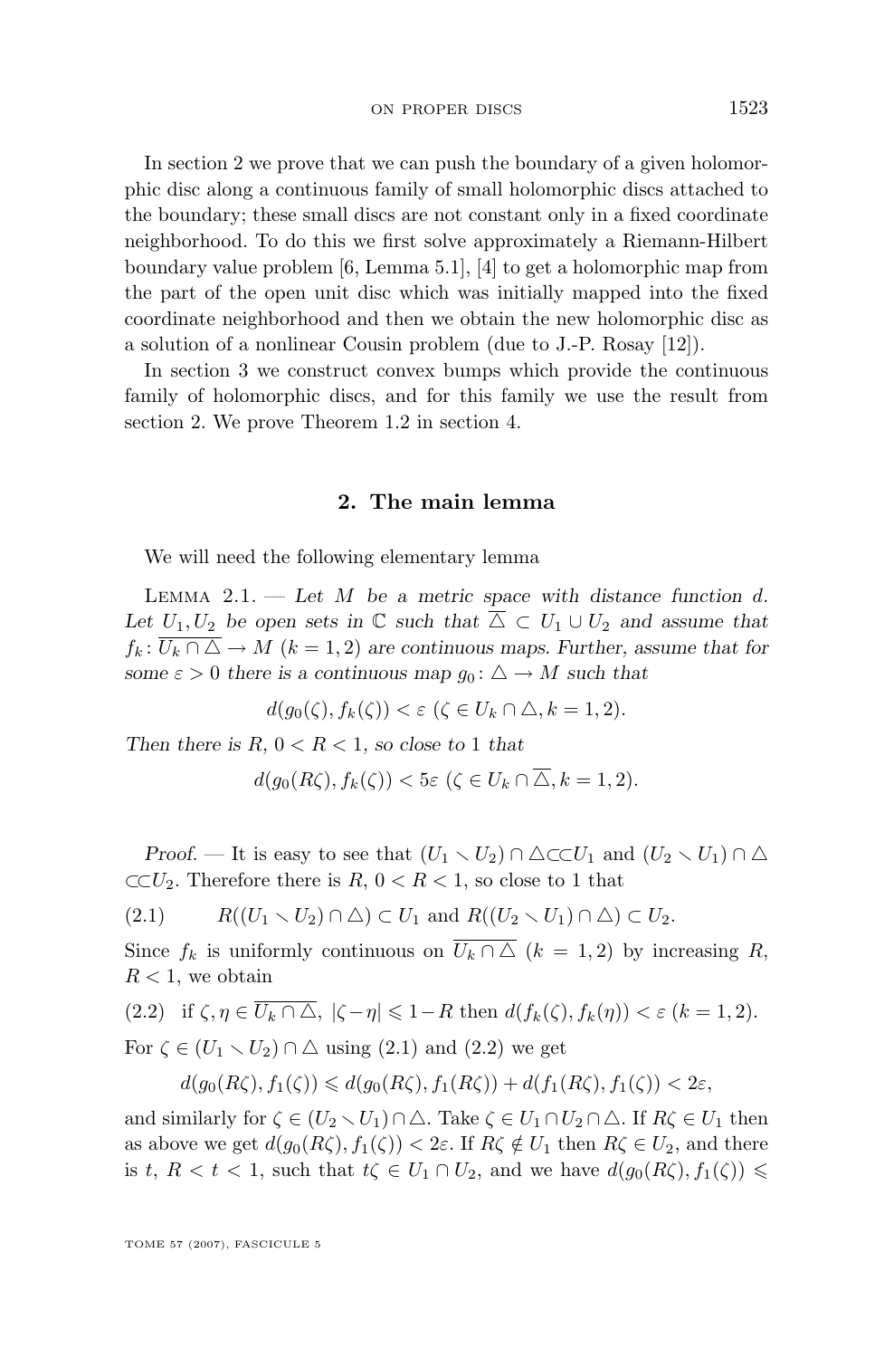In section 2 we prove that we can push the boundary of a given holomorphic disc along a continuous family of small holomorphic discs attached to the boundary; these small discs are not constant only in a fixed coordinate neighborhood. To do this we first solve approximately a Riemann-Hilbert boundary value problem [6, Lemma 5.1], [4] to get a holomorphic map from the part of the open unit disc which was initially mapped into the fixed coordinate neighborhood and then we obtain the new holomorphic disc as a solution of a nonlinear Cousin problem (due to J.-P. Rosay [12]).

In section 3 we construct convex bumps which provide the continuous family of holomorphic discs, and for this family we use the result from section 2. We prove Theorem 1.2 in section 4.

## 2. The main lemma

We will need the following elementary lemma

Lemma 2.1. — *Let $M$ be a metric space with distance function $d$. Let $U_1, U_2$ be open sets in $\mathbb{C}$ such that $\overline{\triangle} \subset U_1 \cup U_2$ and assume that $f_k \colon \overline{U_k \cap \triangle} \to M$ $(k = 1, 2)$ are continuous maps. Further, assume that for some $\varepsilon > 0$ there is a continuous map $g_0 \colon \triangle \to M$ such that*

$$d(g_0(\zeta), f_k(\zeta)) < \varepsilon \ (\zeta \in U_k \cap \triangle, k = 1, 2).$$

*Then there is $R$, $0 < R < 1$, so close to 1 that*

$$d(g_0(R\zeta), f_k(\zeta)) < 5\varepsilon \ (\zeta \in U_k \cap \overline{\triangle}, k = 1, 2).$$

*Proof.* — It is easy to see that $(U_1 \setminus U_2) \cap \triangle \subset\subset U_1$ and $(U_2 \setminus U_1) \cap \triangle \subset\subset U_2$. Therefore there is $R$, $0 < R < 1$, so close to 1 that

$$R((U_1 \setminus U_2) \cap \triangle) \subset U_1 \text{ and } R((U_2 \setminus U_1) \cap \triangle) \subset U_2. \tag{2.1}$$

Since $f_k$ is uniformly continuous on $\overline{U_k \cap \triangle}$ $(k = 1, 2)$ by increasing $R$, $R < 1$, we obtain

$$\text{if } \zeta, \eta \in \overline{U_k \cap \triangle},\ |\zeta - \eta| \leqslant 1 - R \text{ then } d(f_k(\zeta), f_k(\eta)) < \varepsilon \ (k = 1, 2). \tag{2.2}$$

For $\zeta \in (U_1 \setminus U_2) \cap \triangle$ using (2.1) and (2.2) we get

$$d(g_0(R\zeta), f_1(\zeta)) \leqslant d(g_0(R\zeta), f_1(R\zeta)) + d(f_1(R\zeta), f_1(\zeta)) < 2\varepsilon,$$

and similarly for $\zeta \in (U_2 \setminus U_1) \cap \triangle$. Take $\zeta \in U_1 \cap U_2 \cap \triangle$. If $R\zeta \in U_1$ then as above we get $d(g_0(R\zeta), f_1(\zeta)) < 2\varepsilon$. If $R\zeta \notin U_1$ then $R\zeta \in U_2$, and there is $t$, $R < t < 1$, such that $t\zeta \in U_1 \cap U_2$, and we have $d(g_0(R\zeta), f_1(\zeta)) \leqslant$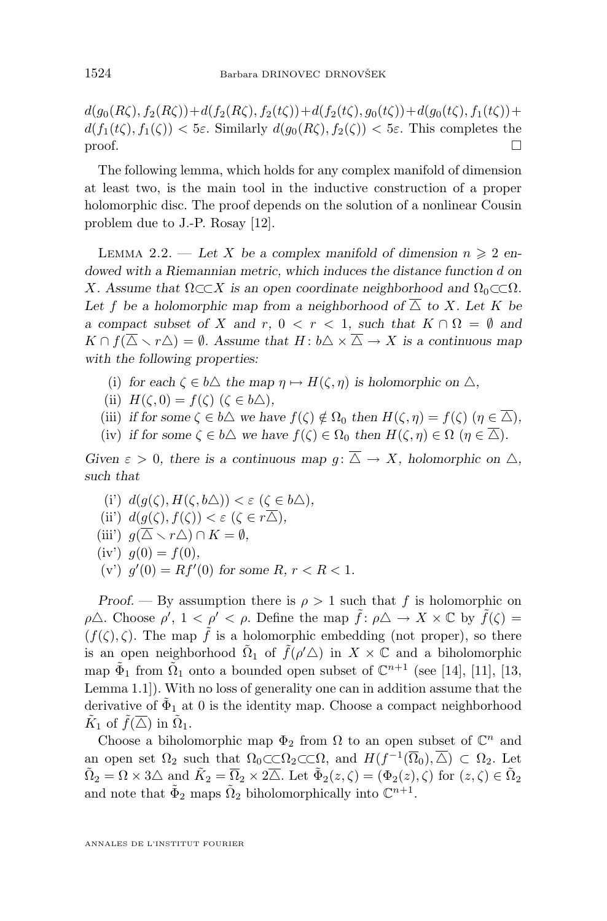$d(g_0(R\zeta), f_2(R\zeta)) + d(f_2(R\zeta), f_2(t\zeta)) + d(f_2(t\zeta), g_0(t\zeta)) + d(g_0(t\zeta), f_1(t\zeta)) + d(f_1(t\zeta), f_1(\zeta)) < 5\varepsilon$. Similarly $d(g_0(R\zeta), f_2(\zeta)) < 5\varepsilon$. This completes the proof. □

The following lemma, which holds for any complex manifold of dimension at least two, is the main tool in the inductive construction of a proper holomorphic disc. The proof depends on the solution of a nonlinear Cousin problem due to J.-P. Rosay [12].

Lemma 2.2. — *Let $X$ be a complex manifold of dimension $n \geqslant 2$ endowed with a Riemannian metric, which induces the distance function $d$ on $X$. Assume that $\Omega \subset\subset X$ is an open coordinate neighborhood and $\Omega_0 \subset\subset \Omega$. Let $f$ be a holomorphic map from a neighborhood of $\overline{\triangle}$ to $X$. Let $K$ be a compact subset of $X$ and $r$, $0 < r < 1$, such that $K \cap \Omega = \emptyset$ and $K \cap f(\overline{\triangle} \setminus r\triangle) = \emptyset$. Assume that $H \colon b\triangle \times \overline{\triangle} \to X$ is a continuous map with the following properties:*

- (i) *for each $\zeta \in b\triangle$ the map $\eta \mapsto H(\zeta, \eta)$ is holomorphic on $\triangle$,*
- (ii) *$H(\zeta, 0) = f(\zeta)$ $(\zeta \in b\triangle)$,*
- (iii) *if for some $\zeta \in b\triangle$ we have $f(\zeta) \notin \Omega_0$ then $H(\zeta, \eta) = f(\zeta)$ $(\eta \in \overline{\triangle})$,*
- (iv) *if for some $\zeta \in b\triangle$ we have $f(\zeta) \in \Omega_0$ then $H(\zeta, \eta) \in \Omega$ $(\eta \in \overline{\triangle})$.*

*Given $\varepsilon > 0$, there is a continuous map $g \colon \overline{\triangle} \to X$, holomorphic on $\triangle$, such that*

- (i') *$d(g(\zeta), H(\zeta, b\triangle)) < \varepsilon$ $(\zeta \in b\triangle)$,*
- (ii') *$d(g(\zeta), f(\zeta)) < \varepsilon$ $(\zeta \in r\overline{\triangle})$,*
- (iii') *$g(\overline{\triangle} \setminus r\triangle) \cap K = \emptyset$,*
- (iv') *$g(0) = f(0)$,*
- (v') *$g'(0) = Rf'(0)$ for some $R$, $r < R < 1$.*

*Proof.* — By assumption there is $\rho > 1$ such that $f$ is holomorphic on $\rho\triangle$. Choose $\rho'$, $1 < \rho' < \rho$. Define the map $\tilde{f} \colon \rho\triangle \to X \times \mathbb{C}$ by $\tilde{f}(\zeta) = (f(\zeta), \zeta)$. The map $\tilde{f}$ is a holomorphic embedding (not proper), so there is an open neighborhood $\tilde{\Omega}_1$ of $\tilde{f}(\rho'\triangle)$ in $X \times \mathbb{C}$ and a biholomorphic map $\tilde{\Phi}_1$ from $\tilde{\Omega}_1$ onto a bounded open subset of $\mathbb{C}^{n+1}$ (see [14], [11], [13, Lemma 1.1]). With no loss of generality one can in addition assume that the derivative of $\tilde{\Phi}_1$ at 0 is the identity map. Choose a compact neighborhood $\tilde{K}_1$ of $\tilde{f}(\overline{\triangle})$ in $\tilde{\Omega}_1$.

Choose a biholomorphic map $\Phi_2$ from $\Omega$ to an open subset of $\mathbb{C}^n$ and an open set $\Omega_2$ such that $\Omega_0 \subset\subset \Omega_2 \subset\subset \Omega$, and $H(f^{-1}(\overline{\Omega}_0), \overline{\triangle}) \subset \Omega_2$. Let $\tilde{\Omega}_2 = \Omega \times 3\triangle$ and $\tilde{K}_2 = \overline{\Omega}_2 \times 2\overline{\triangle}$. Let $\tilde{\Phi}_2(z, \zeta) = (\Phi_2(z), \zeta)$ for $(z, \zeta) \in \tilde{\Omega}_2$ and note that $\tilde{\Phi}_2$ maps $\tilde{\Omega}_2$ biholomorphically into $\mathbb{C}^{n+1}$.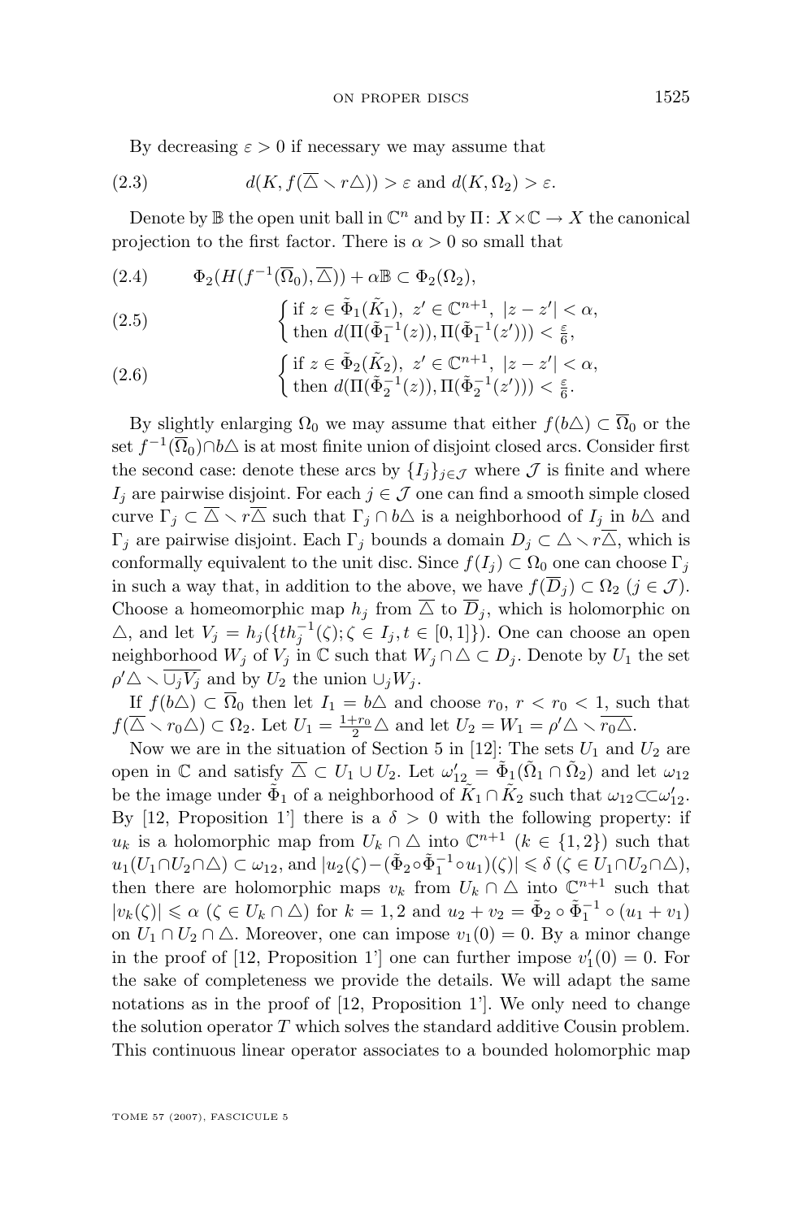By decreasing $\varepsilon > 0$ if necessary we may assume that

$$d(K, f(\overline{\triangle} \setminus r\triangle)) > \varepsilon \text{ and } d(K, \Omega_2) > \varepsilon. \tag{2.3}$$

Denote by $\mathbb{B}$ the open unit ball in $\mathbb{C}^n$ and by $\Pi\colon X \times \mathbb{C} \to X$ the canonical projection to the first factor. There is $\alpha > 0$ so small that

$$\Phi_2(H(f^{-1}(\overline{\Omega}_0), \overline{\triangle})) + \alpha\mathbb{B} \subset \Phi_2(\Omega_2), \tag{2.4}$$

$$\begin{cases} \text{if } z \in \tilde{\Phi}_1(\tilde{K}_1),\ z' \in \mathbb{C}^{n+1},\ |z - z'| < \alpha, \\ \text{then } d(\Pi(\tilde{\Phi}_1^{-1}(z)), \Pi(\tilde{\Phi}_1^{-1}(z'))) < \frac{\varepsilon}{6}, \end{cases} \tag{2.5}$$

$$\begin{cases} \text{if } z \in \tilde{\Phi}_2(\tilde{K}_2),\ z' \in \mathbb{C}^{n+1},\ |z - z'| < \alpha, \\ \text{then } d(\Pi(\tilde{\Phi}_2^{-1}(z)), \Pi(\tilde{\Phi}_2^{-1}(z'))) < \frac{\varepsilon}{6}. \end{cases} \tag{2.6}$$

By slightly enlarging $\Omega_0$ we may assume that either $f(b\triangle) \subset \overline{\Omega}_0$ or the set $f^{-1}(\overline{\Omega}_0) \cap b\triangle$ is at most finite union of disjoint closed arcs. Consider first the second case: denote these arcs by $\{I_j\}_{j\in\mathcal{J}}$ where $\mathcal{J}$ is finite and where $I_j$ are pairwise disjoint. For each $j \in \mathcal{J}$ one can find a smooth simple closed curve $\Gamma_j \subset \overline{\triangle} \setminus r\overline{\triangle}$ such that $\Gamma_j \cap b\triangle$ is a neighborhood of $I_j$ in $b\triangle$ and $\Gamma_j$ are pairwise disjoint. Each $\Gamma_j$ bounds a domain $D_j \subset \triangle \setminus r\overline{\triangle}$, which is conformally equivalent to the unit disc. Since $f(I_j) \subset \Omega_0$ one can choose $\Gamma_j$ in such a way that, in addition to the above, we have $f(\overline{D}_j) \subset \Omega_2$ ($j \in \mathcal{J}$). Choose a homeomorphic map $h_j$ from $\overline{\triangle}$ to $\overline{D}_j$, which is holomorphic on $\triangle$, and let $V_j = h_j(\{th_j^{-1}(\zeta); \zeta \in I_j, t \in [0,1]\})$. One can choose an open neighborhood $W_j$ of $V_j$ in $\mathbb{C}$ such that $W_j \cap \triangle \subset D_j$. Denote by $U_1$ the set $\rho'\triangle \setminus \overline{\cup_j V_j}$ and by $U_2$ the union $\cup_j W_j$.

If $f(b\triangle) \subset \overline{\Omega}_0$ then let $I_1 = b\triangle$ and choose $r_0$, $r < r_0 < 1$, such that $f(\overline{\triangle} \setminus r_0\triangle) \subset \Omega_2$. Let $U_1 = \frac{1+r_0}{2}\triangle$ and let $U_2 = W_1 = \rho'\triangle \setminus \overline{r_0\triangle}$.

Now we are in the situation of Section 5 in [12]: The sets $U_1$ and $U_2$ are open in $\mathbb{C}$ and satisfy $\overline{\triangle} \subset U_1 \cup U_2$. Let $\omega'_{12} = \tilde{\Phi}_1(\tilde{\Omega}_1 \cap \tilde{\Omega}_2)$ and let $\omega_{12}$ be the image under $\tilde{\Phi}_1$ of a neighborhood of $\tilde{K}_1 \cap \tilde{K}_2$ such that $\omega_{12} \subset\subset \omega'_{12}$. By [12, Proposition 1'] there is a $\delta > 0$ with the following property: if $u_k$ is a holomorphic map from $U_k \cap \triangle$ into $\mathbb{C}^{n+1}$ ($k \in \{1,2\}$) such that $u_1(U_1 \cap U_2 \cap \triangle) \subset \omega_{12}$, and $|u_2(\zeta) - (\tilde{\Phi}_2 \circ \tilde{\Phi}_1^{-1} \circ u_1)(\zeta)| \leqslant \delta$ ($\zeta \in U_1 \cap U_2 \cap \triangle$), then there are holomorphic maps $v_k$ from $U_k \cap \triangle$ into $\mathbb{C}^{n+1}$ such that $|v_k(\zeta)| \leqslant \alpha$ ($\zeta \in U_k \cap \triangle$) for $k = 1, 2$ and $u_2 + v_2 = \tilde{\Phi}_2 \circ \tilde{\Phi}_1^{-1} \circ (u_1 + v_1)$ on $U_1 \cap U_2 \cap \triangle$. Moreover, one can impose $v_1(0) = 0$. By a minor change in the proof of [12, Proposition 1'] one can further impose $v_1'(0) = 0$. For the sake of completeness we provide the details. We will adapt the same notations as in the proof of [12, Proposition 1']. We only need to change the solution operator $T$ which solves the standard additive Cousin problem. This continuous linear operator associates to a bounded holomorphic map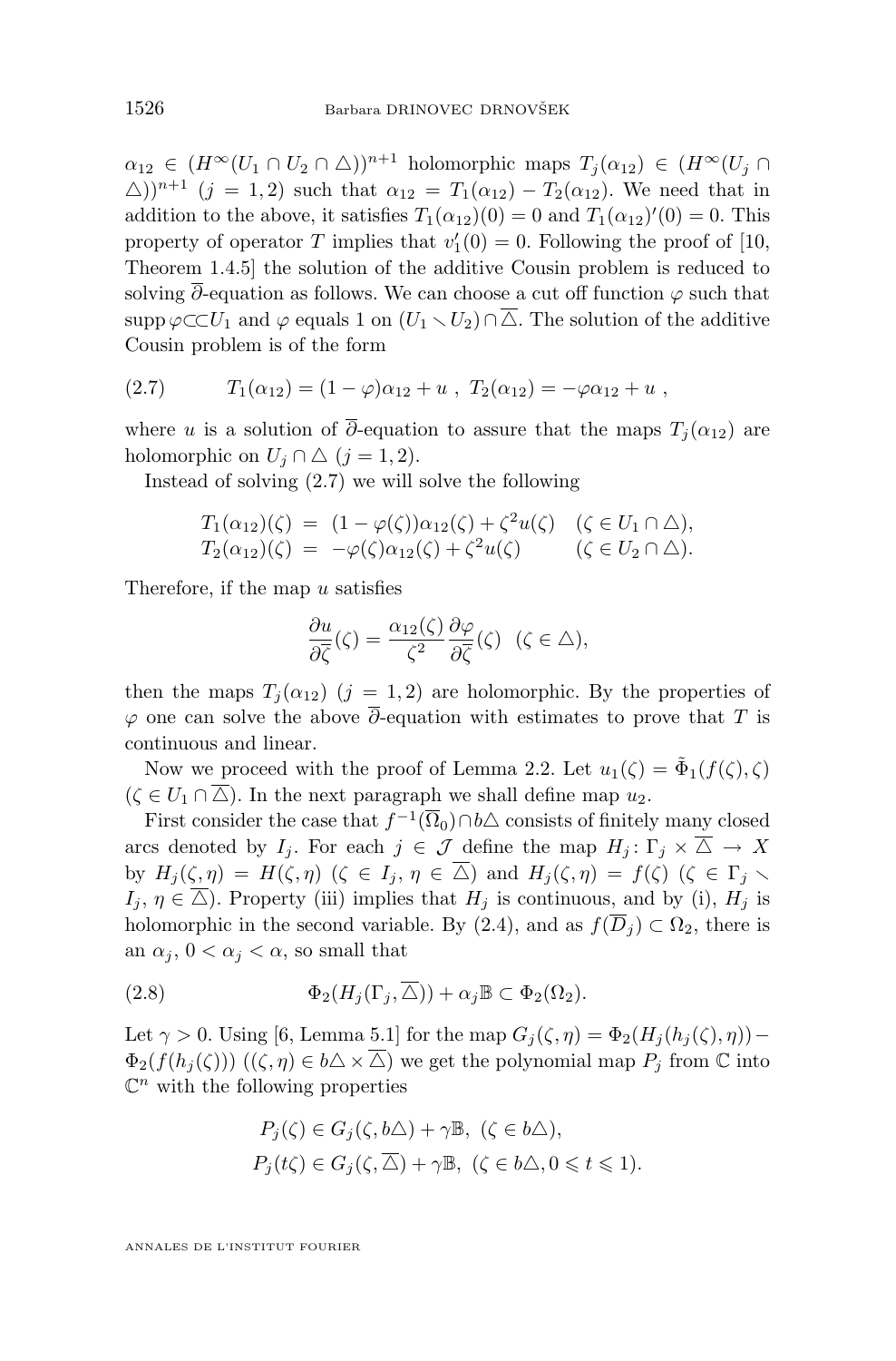$\alpha_{12} \in (H^\infty(U_1 \cap U_2 \cap \triangle))^{n+1}$ holomorphic maps $T_j(\alpha_{12}) \in (H^\infty(U_j \cap \triangle))^{n+1}$ $(j = 1, 2)$ such that $\alpha_{12} = T_1(\alpha_{12}) - T_2(\alpha_{12})$. We need that in addition to the above, it satisfies $T_1(\alpha_{12})(0) = 0$ and $T_1(\alpha_{12})'(0) = 0$. This property of operator $T$ implies that $v_1'(0) = 0$. Following the proof of [10, Theorem 1.4.5] the solution of the additive Cousin problem is reduced to solving $\overline{\partial}$-equation as follows. We can choose a cut off function $\varphi$ such that $\operatorname{supp}\varphi \subset\subset U_1$ and $\varphi$ equals 1 on $(U_1 \setminus U_2) \cap \overline{\triangle}$. The solution of the additive Cousin problem is of the form

$$T_1(\alpha_{12}) = (1 - \varphi)\alpha_{12} + u \;,\; T_2(\alpha_{12}) = -\varphi\alpha_{12} + u \;, \tag{2.7}$$

where $u$ is a solution of $\overline{\partial}$-equation to assure that the maps $T_j(\alpha_{12})$ are holomorphic on $U_j \cap \triangle$ $(j = 1, 2)$.

Instead of solving (2.7) we will solve the following

$$\begin{aligned} T_1(\alpha_{12})(\zeta) &= (1 - \varphi(\zeta))\alpha_{12}(\zeta) + \zeta^2 u(\zeta) \quad (\zeta \in U_1 \cap \triangle), \\ T_2(\alpha_{12})(\zeta) &= -\varphi(\zeta)\alpha_{12}(\zeta) + \zeta^2 u(\zeta) \qquad (\zeta \in U_2 \cap \triangle). \end{aligned}$$

Therefore, if the map $u$ satisfies

$$\frac{\partial u}{\partial \overline{\zeta}}(\zeta) = \frac{\alpha_{12}(\zeta)}{\zeta^2} \frac{\partial \varphi}{\partial \overline{\zeta}}(\zeta) \quad (\zeta \in \triangle),$$

then the maps $T_j(\alpha_{12})$ $(j = 1, 2)$ are holomorphic. By the properties of $\varphi$ one can solve the above $\overline{\partial}$-equation with estimates to prove that $T$ is continuous and linear.

Now we proceed with the proof of Lemma 2.2. Let $u_1(\zeta) = \tilde{\Phi}_1(f(\zeta), \zeta)$ $(\zeta \in U_1 \cap \overline{\triangle})$. In the next paragraph we shall define map $u_2$.

First consider the case that $f^{-1}(\overline{\Omega}_0) \cap b\triangle$ consists of finitely many closed arcs denoted by $I_j$. For each $j \in \mathcal{J}$ define the map $H_j \colon \Gamma_j \times \overline{\triangle} \to X$ by $H_j(\zeta, \eta) = H(\zeta, \eta)$ $(\zeta \in I_j, \eta \in \overline{\triangle})$ and $H_j(\zeta, \eta) = f(\zeta)$ $(\zeta \in \Gamma_j \setminus I_j, \eta \in \overline{\triangle})$. Property (iii) implies that $H_j$ is continuous, and by (i), $H_j$ is holomorphic in the second variable. By (2.4), and as $f(\overline{D}_j) \subset \Omega_2$, there is an $\alpha_j$, $0 < \alpha_j < \alpha$, so small that

$$\Phi_2(H_j(\Gamma_j, \overline{\triangle})) + \alpha_j \mathbb{B} \subset \Phi_2(\Omega_2). \tag{2.8}$$

Let $\gamma > 0$. Using [6, Lemma 5.1] for the map $G_j(\zeta, \eta) = \Phi_2(H_j(h_j(\zeta), \eta)) - \Phi_2(f(h_j(\zeta)))$ $((\zeta, \eta) \in b\triangle \times \overline{\triangle})$ we get the polynomial map $P_j$ from $\mathbb{C}$ into $\mathbb{C}^n$ with the following properties

$$\begin{aligned} &P_j(\zeta) \in G_j(\zeta, b\triangle) + \gamma\mathbb{B}, \;\; (\zeta \in b\triangle), \\ &P_j(t\zeta) \in G_j(\zeta, \overline{\triangle}) + \gamma\mathbb{B}, \;\; (\zeta \in b\triangle, 0 \leqslant t \leqslant 1). \end{aligned}$$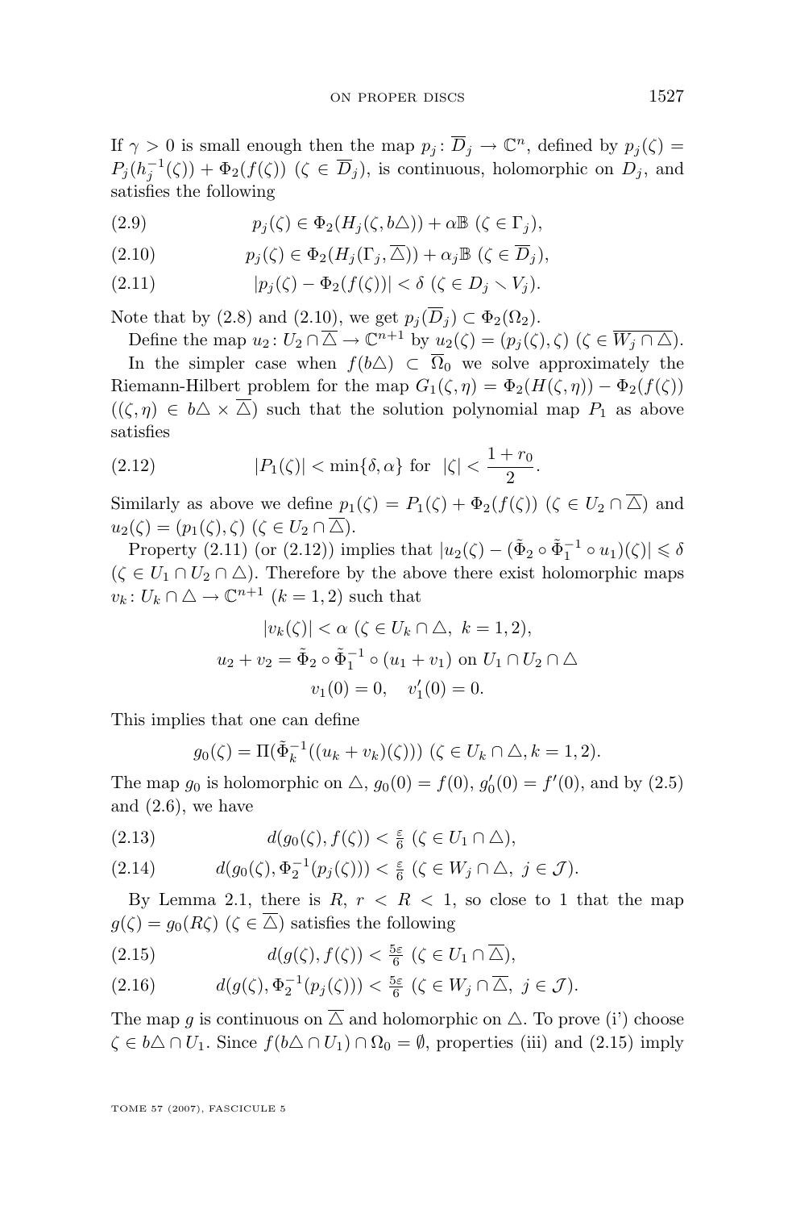If $\gamma > 0$ is small enough then the map $p_j\colon \overline{D}_j \to \mathbb{C}^n$, defined by $p_j(\zeta) = P_j(h_j^{-1}(\zeta)) + \Phi_2(f(\zeta))$ $(\zeta \in \overline{D}_j)$, is continuous, holomorphic on $D_j$, and satisfies the following

$$p_j(\zeta) \in \Phi_2(H_j(\zeta, b\triangle)) + \alpha\mathbb{B} \ (\zeta \in \Gamma_j), \tag{2.9}$$

$$p_j(\zeta) \in \Phi_2(H_j(\Gamma_j, \overline{\triangle})) + \alpha_j\mathbb{B} \ (\zeta \in \overline{D}_j), \tag{2.10}$$

$$|p_j(\zeta) - \Phi_2(f(\zeta))| < \delta \ (\zeta \in D_j \setminus V_j). \tag{2.11}$$

Note that by (2.8) and (2.10), we get $p_j(\overline{D}_j) \subset \Phi_2(\Omega_2)$.

Define the map $u_2\colon U_2 \cap \overline{\triangle} \to \mathbb{C}^{n+1}$ by $u_2(\zeta) = (p_j(\zeta), \zeta)$ $(\zeta \in \overline{W_j \cap \triangle})$.

In the simpler case when $f(b\triangle) \subset \overline{\Omega}_0$ we solve approximately the Riemann-Hilbert problem for the map $G_1(\zeta, \eta) = \Phi_2(H(\zeta, \eta)) - \Phi_2(f(\zeta))$ $((\zeta, \eta) \in b\triangle \times \overline{\triangle})$ such that the solution polynomial map $P_1$ as above satisfies

$$|P_1(\zeta)| < \min\{\delta, \alpha\} \text{ for } |\zeta| < \frac{1 + r_0}{2}. \tag{2.12}$$

Similarly as above we define $p_1(\zeta) = P_1(\zeta) + \Phi_2(f(\zeta))$ $(\zeta \in U_2 \cap \overline{\triangle})$ and $u_2(\zeta) = (p_1(\zeta), \zeta)$ $(\zeta \in U_2 \cap \overline{\triangle})$.

Property (2.11) (or (2.12)) implies that $|u_2(\zeta) - (\tilde{\Phi}_2 \circ \tilde{\Phi}_1^{-1} \circ u_1)(\zeta)| \leqslant \delta$ $(\zeta \in U_1 \cap U_2 \cap \triangle)$. Therefore by the above there exist holomorphic maps $v_k\colon U_k \cap \triangle \to \mathbb{C}^{n+1}$ $(k = 1, 2)$ such that

$$|v_k(\zeta)| < \alpha \ (\zeta \in U_k \cap \triangle, \ k = 1, 2),$$
$$u_2 + v_2 = \tilde{\Phi}_2 \circ \tilde{\Phi}_1^{-1} \circ (u_1 + v_1) \text{ on } U_1 \cap U_2 \cap \triangle$$
$$v_1(0) = 0, \quad v_1'(0) = 0.$$

This implies that one can define

$$g_0(\zeta) = \Pi(\tilde{\Phi}_k^{-1}((u_k + v_k)(\zeta))) \ (\zeta \in U_k \cap \triangle, k = 1, 2).$$

The map $g_0$ is holomorphic on $\triangle$, $g_0(0) = f(0)$, $g_0'(0) = f'(0)$, and by (2.5) and (2.6), we have

$$d(g_0(\zeta), f(\zeta)) < \tfrac{\varepsilon}{6} \ (\zeta \in U_1 \cap \triangle), \tag{2.13}$$

$$d(g_0(\zeta), \Phi_2^{-1}(p_j(\zeta))) < \tfrac{\varepsilon}{6} \ (\zeta \in W_j \cap \triangle, \ j \in \mathcal{J}). \tag{2.14}$$

By Lemma 2.1, there is $R$, $r < R < 1$, so close to 1 that the map $g(\zeta) = g_0(R\zeta)$ $(\zeta \in \overline{\triangle})$ satisfies the following

$$d(g(\zeta), f(\zeta)) < \tfrac{5\varepsilon}{6} \ (\zeta \in U_1 \cap \overline{\triangle}), \tag{2.15}$$

$$d(g(\zeta), \Phi_2^{-1}(p_j(\zeta))) < \tfrac{5\varepsilon}{6} \ (\zeta \in W_j \cap \overline{\triangle}, \ j \in \mathcal{J}). \tag{2.16}$$

The map $g$ is continuous on $\overline{\triangle}$ and holomorphic on $\triangle$. To prove (i') choose $\zeta \in b\triangle \cap U_1$. Since $f(b\triangle \cap U_1) \cap \Omega_0 = \emptyset$, properties (iii) and (2.15) imply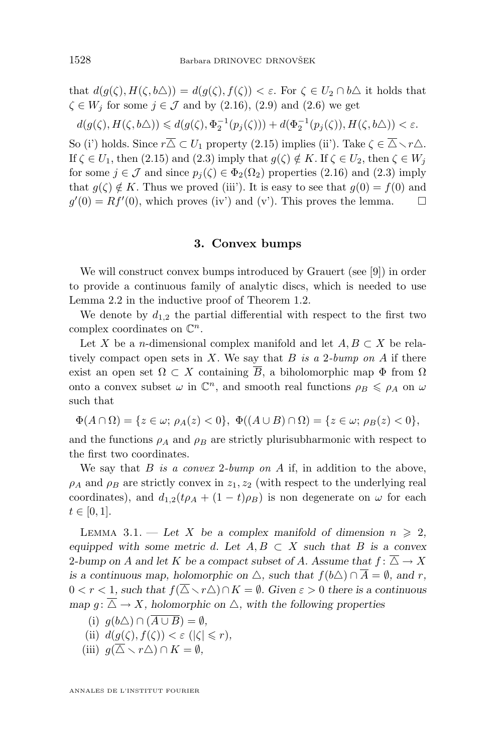that $d(g(\zeta), H(\zeta, b\triangle)) = d(g(\zeta), f(\zeta)) < \varepsilon$. For $\zeta \in U_2 \cap b\triangle$ it holds that $\zeta \in W_j$ for some $j \in \mathcal{J}$ and by (2.16), (2.9) and (2.6) we get

$$d(g(\zeta), H(\zeta, b\triangle)) \leqslant d(g(\zeta), \Phi_2^{-1}(p_j(\zeta))) + d(\Phi_2^{-1}(p_j(\zeta)), H(\zeta, b\triangle)) < \varepsilon.$$

So (i') holds. Since $r\overline{\triangle} \subset U_1$ property (2.15) implies (ii'). Take $\zeta \in \overline{\triangle} \smallsetminus r\triangle$. If $\zeta \in U_1$, then (2.15) and (2.3) imply that $g(\zeta) \notin K$. If $\zeta \in U_2$, then $\zeta \in W_j$ for some $j \in \mathcal{J}$ and since $p_j(\zeta) \in \Phi_2(\Omega_2)$ properties (2.16) and (2.3) imply that $g(\zeta) \notin K$. Thus we proved (iii'). It is easy to see that $g(0) = f(0)$ and $g'(0) = Rf'(0)$, which proves (iv') and (v'). This proves the lemma. □

## 3. Convex bumps

We will construct convex bumps introduced by Grauert (see [9]) in order to provide a continuous family of analytic discs, which is needed to use Lemma 2.2 in the inductive proof of Theorem 1.2.

We denote by $d_{1,2}$ the partial differential with respect to the first two complex coordinates on $\mathbb{C}^n$.

Let $X$ be a $n$-dimensional complex manifold and let $A, B \subset X$ be relatively compact open sets in $X$. We say that *$B$ is a 2-bump on $A$* if there exist an open set $\Omega \subset X$ containing $\overline{B}$, a biholomorphic map $\Phi$ from $\Omega$ onto a convex subset $\omega$ in $\mathbb{C}^n$, and smooth real functions $\rho_B \leqslant \rho_A$ on $\omega$ such that

$$\Phi(A \cap \Omega) = \{z \in \omega;\ \rho_A(z) < 0\},\ \ \Phi((A \cup B) \cap \Omega) = \{z \in \omega;\ \rho_B(z) < 0\},$$

and the functions $\rho_A$ and $\rho_B$ are strictly plurisubharmonic with respect to the first two coordinates.

We say that *$B$ is a convex 2-bump on $A$* if, in addition to the above, $\rho_A$ and $\rho_B$ are strictly convex in $z_1, z_2$ (with respect to the underlying real coordinates), and $d_{1,2}(t\rho_A + (1-t)\rho_B)$ is non degenerate on $\omega$ for each $t \in [0, 1]$.

Lemma 3.1. — *Let $X$ be a complex manifold of dimension $n \geqslant 2$, equipped with some metric $d$. Let $A, B \subset X$ such that $B$ is a convex 2-bump on $A$ and let $K$ be a compact subset of $A$. Assume that $f\colon \overline{\triangle} \to X$ is a continuous map, holomorphic on $\triangle$, such that $f(b\triangle) \cap \overline{A} = \emptyset$, and $r$, $0 < r < 1$, such that $f(\overline{\triangle} \smallsetminus r\triangle) \cap K = \emptyset$. Given $\varepsilon > 0$ there is a continuous map $g\colon \overline{\triangle} \to X$, holomorphic on $\triangle$, with the following properties*

(i) $g(b\triangle) \cap (\overline{A \cup B}) = \emptyset$,

(ii) $d(g(\zeta), f(\zeta)) < \varepsilon$ $(|\zeta| \leqslant r)$,

(iii) $g(\overline{\triangle} \smallsetminus r\triangle) \cap K = \emptyset$,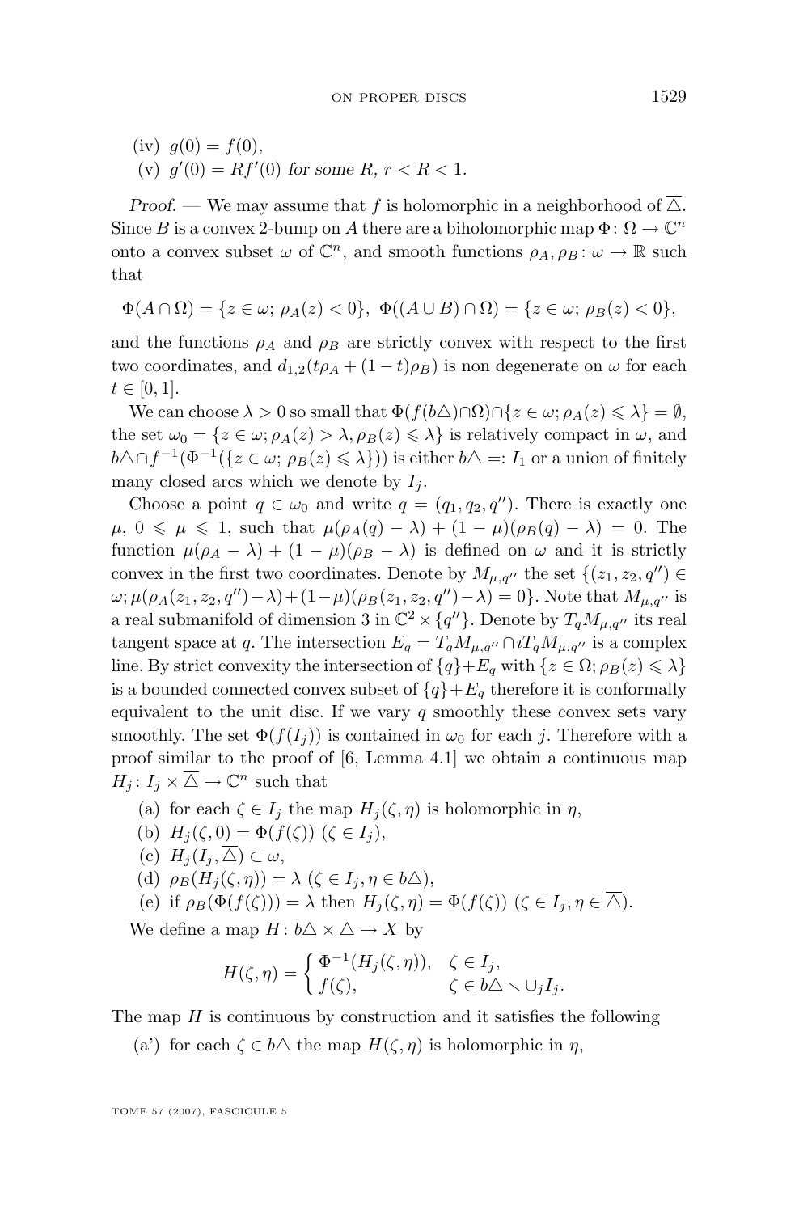(iv) $g(0) = f(0)$,

(v) $g'(0) = Rf'(0)$ *for some $R$, $r < R < 1$.*

*Proof*. — We may assume that $f$ is holomorphic in a neighborhood of $\overline{\triangle}$. Since $B$ is a convex 2-bump on $A$ there are a biholomorphic map $\Phi\colon \Omega \to \mathbb{C}^n$ onto a convex subset $\omega$ of $\mathbb{C}^n$, and smooth functions $\rho_A, \rho_B\colon \omega \to \mathbb{R}$ such that

$$\Phi(A \cap \Omega) = \{z \in \omega;\ \rho_A(z) < 0\},\ \Phi((A \cup B) \cap \Omega) = \{z \in \omega;\ \rho_B(z) < 0\},$$

and the functions $\rho_A$ and $\rho_B$ are strictly convex with respect to the first two coordinates, and $d_{1,2}(t\rho_A + (1-t)\rho_B)$ is non degenerate on $\omega$ for each $t \in [0,1]$.

We can choose $\lambda > 0$ so small that $\Phi(f(b\triangle) \cap \Omega) \cap \{z \in \omega; \rho_A(z) \leqslant \lambda\} = \emptyset$, the set $\omega_0 = \{z \in \omega; \rho_A(z) > \lambda, \rho_B(z) \leqslant \lambda\}$ is relatively compact in $\omega$, and $b\triangle \cap f^{-1}(\Phi^{-1}(\{z \in \omega;\ \rho_B(z) \leqslant \lambda\}))$ is either $b\triangle =: I_1$ or a union of finitely many closed arcs which we denote by $I_j$.

Choose a point $q \in \omega_0$ and write $q = (q_1, q_2, q'')$. There is exactly one $\mu$, $0 \leqslant \mu \leqslant 1$, such that $\mu(\rho_A(q) - \lambda) + (1-\mu)(\rho_B(q) - \lambda) = 0$. The function $\mu(\rho_A - \lambda) + (1-\mu)(\rho_B - \lambda)$ is defined on $\omega$ and it is strictly convex in the first two coordinates. Denote by $M_{\mu,q''}$ the set $\{(z_1, z_2, q'') \in \omega; \mu(\rho_A(z_1, z_2, q'') - \lambda) + (1-\mu)(\rho_B(z_1, z_2, q'') - \lambda) = 0\}$. Note that $M_{\mu,q''}$ is a real submanifold of dimension 3 in $\mathbb{C}^2 \times \{q''\}$. Denote by $T_q M_{\mu,q''}$ its real tangent space at $q$. The intersection $E_q = T_q M_{\mu,q''} \cap \imath T_q M_{\mu,q''}$ is a complex line. By strict convexity the intersection of $\{q\} + E_q$ with $\{z \in \Omega; \rho_B(z) \leqslant \lambda\}$ is a bounded connected convex subset of $\{q\} + E_q$ therefore it is conformally equivalent to the unit disc. If we vary $q$ smoothly these convex sets vary smoothly. The set $\Phi(f(I_j))$ is contained in $\omega_0$ for each $j$. Therefore with a proof similar to the proof of [6, Lemma 4.1] we obtain a continuous map $H_j\colon I_j \times \overline{\triangle} \to \mathbb{C}^n$ such that

(a) for each $\zeta \in I_j$ the map $H_j(\zeta, \eta)$ is holomorphic in $\eta$,

(b) $H_j(\zeta, 0) = \Phi(f(\zeta))$ $(\zeta \in I_j)$,

(c) $H_j(I_j, \overline{\triangle}) \subset \omega$,

(d) $\rho_B(H_j(\zeta, \eta)) = \lambda$ $(\zeta \in I_j, \eta \in b\triangle)$,

(e) if $\rho_B(\Phi(f(\zeta))) = \lambda$ then $H_j(\zeta, \eta) = \Phi(f(\zeta))$ $(\zeta \in I_j, \eta \in \overline{\triangle})$.

We define a map $H\colon b\triangle \times \triangle \to X$ by

$$H(\zeta, \eta) = \begin{cases} \Phi^{-1}(H_j(\zeta, \eta)), & \zeta \in I_j, \\ f(\zeta), & \zeta \in b\triangle \smallsetminus \cup_j I_j. \end{cases}$$

The map $H$ is continuous by construction and it satisfies the following

(a') for each $\zeta \in b\triangle$ the map $H(\zeta, \eta)$ is holomorphic in $\eta$,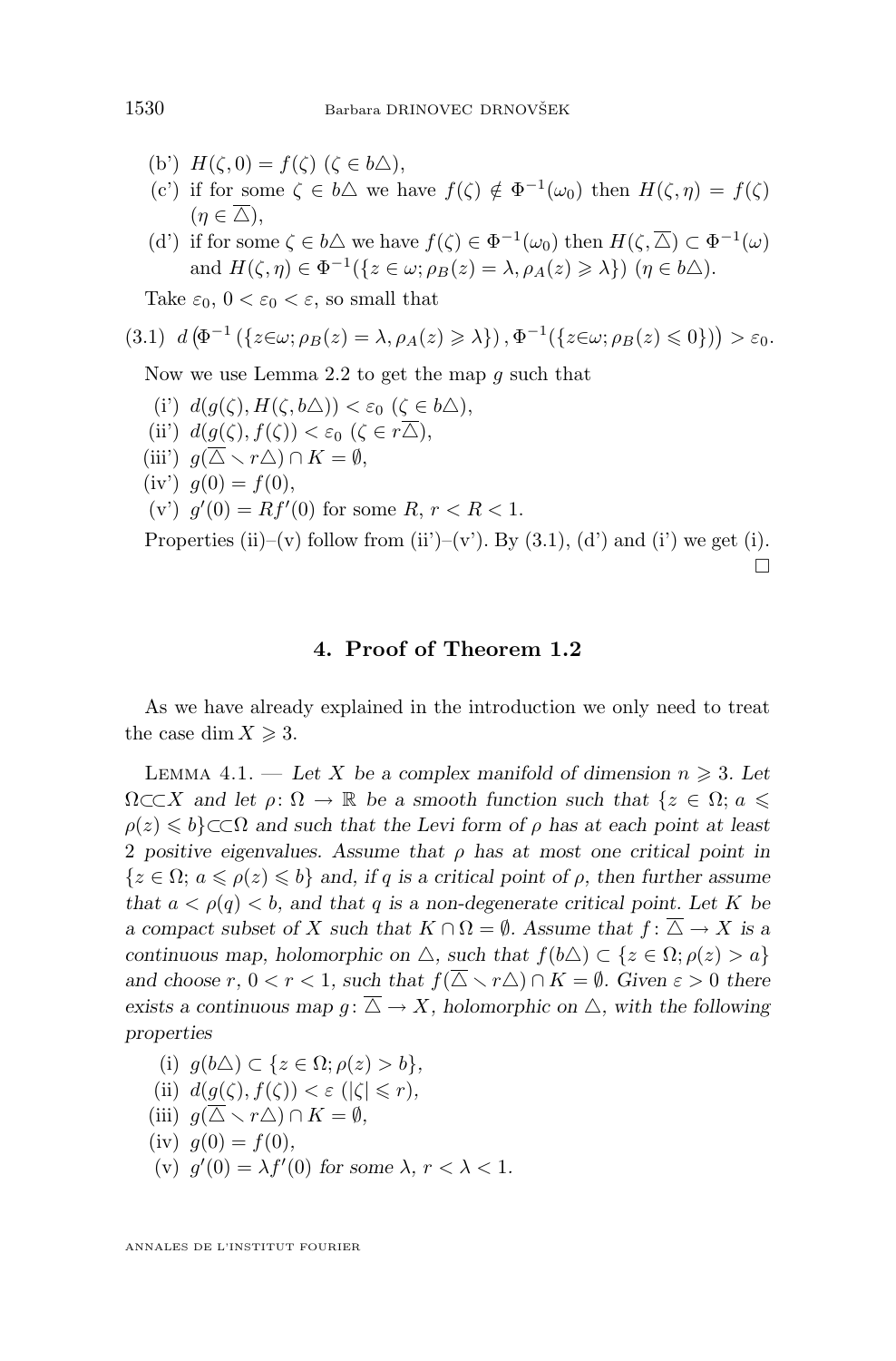(b') $H(\zeta, 0) = f(\zeta)$ $(\zeta \in b\triangle)$,

(c') if for some $\zeta \in b\triangle$ we have $f(\zeta) \notin \Phi^{-1}(\omega_0)$ then $H(\zeta, \eta) = f(\zeta)$ $(\eta \in \overline{\triangle})$,

(d') if for some $\zeta \in b\triangle$ we have $f(\zeta) \in \Phi^{-1}(\omega_0)$ then $H(\zeta, \overline{\triangle}) \subset \Phi^{-1}(\omega)$ and $H(\zeta, \eta) \in \Phi^{-1}(\{z \in \omega; \rho_B(z) = \lambda, \rho_A(z) \geqslant \lambda\})$ $(\eta \in b\triangle)$.

Take $\varepsilon_0$, $0 < \varepsilon_0 < \varepsilon$, so small that

$$d\left(\Phi^{-1}\left(\{z{\in}\omega; \rho_B(z) = \lambda, \rho_A(z) \geqslant \lambda\}\right), \Phi^{-1}(\{z{\in}\omega; \rho_B(z) \leqslant 0\})\right) > \varepsilon_0. \tag{3.1}$$

Now we use Lemma 2.2 to get the map $g$ such that

(i') $d(g(\zeta), H(\zeta, b\triangle)) < \varepsilon_0$ $(\zeta \in b\triangle)$,

(ii') $d(g(\zeta), f(\zeta)) < \varepsilon_0$ $(\zeta \in r\overline{\triangle})$,

(iii') $g(\overline{\triangle} \smallsetminus r\triangle) \cap K = \emptyset$,

(iv') $g(0) = f(0)$,

(v') $g'(0) = Rf'(0)$ for some $R$, $r < R < 1$.

Properties (ii)–(v) follow from (ii')–(v'). By (3.1), (d') and (i') we get (i). $\square$

## 4. Proof of Theorem 1.2

As we have already explained in the introduction we only need to treat the case $\dim X \geqslant 3$.

Lemma 4.1. — *Let $X$ be a complex manifold of dimension $n \geqslant 3$. Let $\Omega \subset\subset X$ and let $\rho \colon \Omega \to \mathbb{R}$ be a smooth function such that $\{z \in \Omega; a \leqslant \rho(z) \leqslant b\} \subset\subset \Omega$ and such that the Levi form of $\rho$ has at each point at least 2 positive eigenvalues. Assume that $\rho$ has at most one critical point in $\{z \in \Omega; a \leqslant \rho(z) \leqslant b\}$ and, if $q$ is a critical point of $\rho$, then further assume that $a < \rho(q) < b$, and that $q$ is a non-degenerate critical point. Let $K$ be a compact subset of $X$ such that $K \cap \Omega = \emptyset$. Assume that $f \colon \overline{\triangle} \to X$ is a continuous map, holomorphic on $\triangle$, such that $f(b\triangle) \subset \{z \in \Omega; \rho(z) > a\}$ and choose $r$, $0 < r < 1$, such that $f(\overline{\triangle} \smallsetminus r\triangle) \cap K = \emptyset$. Given $\varepsilon > 0$ there exists a continuous map $g \colon \overline{\triangle} \to X$, holomorphic on $\triangle$, with the following properties*

(i) $g(b\triangle) \subset \{z \in \Omega; \rho(z) > b\}$,

(ii) $d(g(\zeta), f(\zeta)) < \varepsilon$ $(|\zeta| \leqslant r)$,

(iii) $g(\overline{\triangle} \smallsetminus r\triangle) \cap K = \emptyset$,

(iv) $g(0) = f(0)$,

(v) $g'(0) = \lambda f'(0)$ *for some* $\lambda$, $r < \lambda < 1$.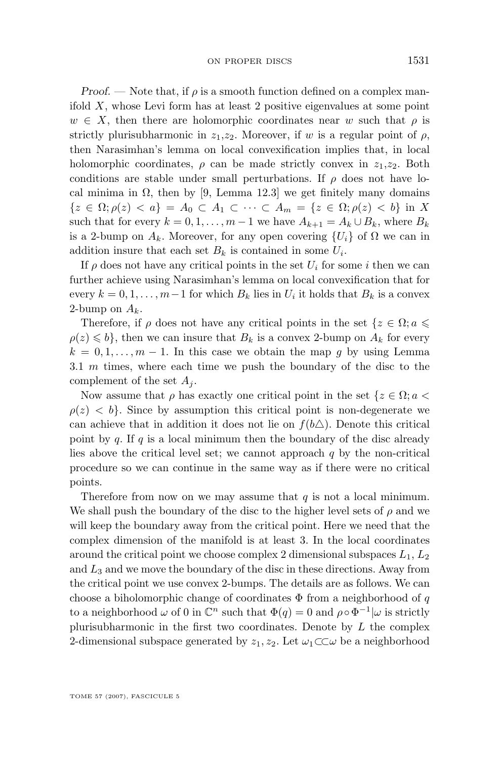*Proof*. — Note that, if $\rho$ is a smooth function defined on a complex manifold $X$, whose Levi form has at least 2 positive eigenvalues at some point $w \in X$, then there are holomorphic coordinates near $w$ such that $\rho$ is strictly plurisubharmonic in $z_1$,$z_2$. Moreover, if $w$ is a regular point of $\rho$, then Narasimhan's lemma on local convexification implies that, in local holomorphic coordinates, $\rho$ can be made strictly convex in $z_1$,$z_2$. Both conditions are stable under small perturbations. If $\rho$ does not have local minima in $\Omega$, then by [9, Lemma 12.3] we get finitely many domains $\{z \in \Omega; \rho(z) < a\} = A_0 \subset A_1 \subset \cdots \subset A_m = \{z \in \Omega; \rho(z) < b\}$ in $X$ such that for every $k = 0, 1, \ldots, m-1$ we have $A_{k+1} = A_k \cup B_k$, where $B_k$ is a 2-bump on $A_k$. Moreover, for any open covering $\{U_i\}$ of $\Omega$ we can in addition insure that each set $B_k$ is contained in some $U_i$.

If $\rho$ does not have any critical points in the set $U_i$ for some $i$ then we can further achieve using Narasimhan's lemma on local convexification that for every $k = 0, 1, \ldots, m-1$ for which $B_k$ lies in $U_i$ it holds that $B_k$ is a convex 2-bump on $A_k$.

Therefore, if $\rho$ does not have any critical points in the set $\{z \in \Omega; a \leqslant \rho(z) \leqslant b\}$, then we can insure that $B_k$ is a convex 2-bump on $A_k$ for every $k = 0, 1, \ldots, m-1$. In this case we obtain the map $g$ by using Lemma 3.1 $m$ times, where each time we push the boundary of the disc to the complement of the set $A_j$.

Now assume that $\rho$ has exactly one critical point in the set $\{z \in \Omega; a < \rho(z) < b\}$. Since by assumption this critical point is non-degenerate we can achieve that in addition it does not lie on $f(b\triangle)$. Denote this critical point by $q$. If $q$ is a local minimum then the boundary of the disc already lies above the critical level set; we cannot approach $q$ by the non-critical procedure so we can continue in the same way as if there were no critical points.

Therefore from now on we may assume that $q$ is not a local minimum. We shall push the boundary of the disc to the higher level sets of $\rho$ and we will keep the boundary away from the critical point. Here we need that the complex dimension of the manifold is at least 3. In the local coordinates around the critical point we choose complex 2 dimensional subspaces $L_1$, $L_2$ and $L_3$ and we move the boundary of the disc in these directions. Away from the critical point we use convex 2-bumps. The details are as follows. We can choose a biholomorphic change of coordinates $\Phi$ from a neighborhood of $q$ to a neighborhood $\omega$ of 0 in $\mathbb{C}^n$ such that $\Phi(q) = 0$ and $\rho \circ \Phi^{-1}|\omega$ is strictly plurisubharmonic in the first two coordinates. Denote by $L$ the complex 2-dimensional subspace generated by $z_1, z_2$. Let $\omega_1 \subset\subset \omega$ be a neighborhood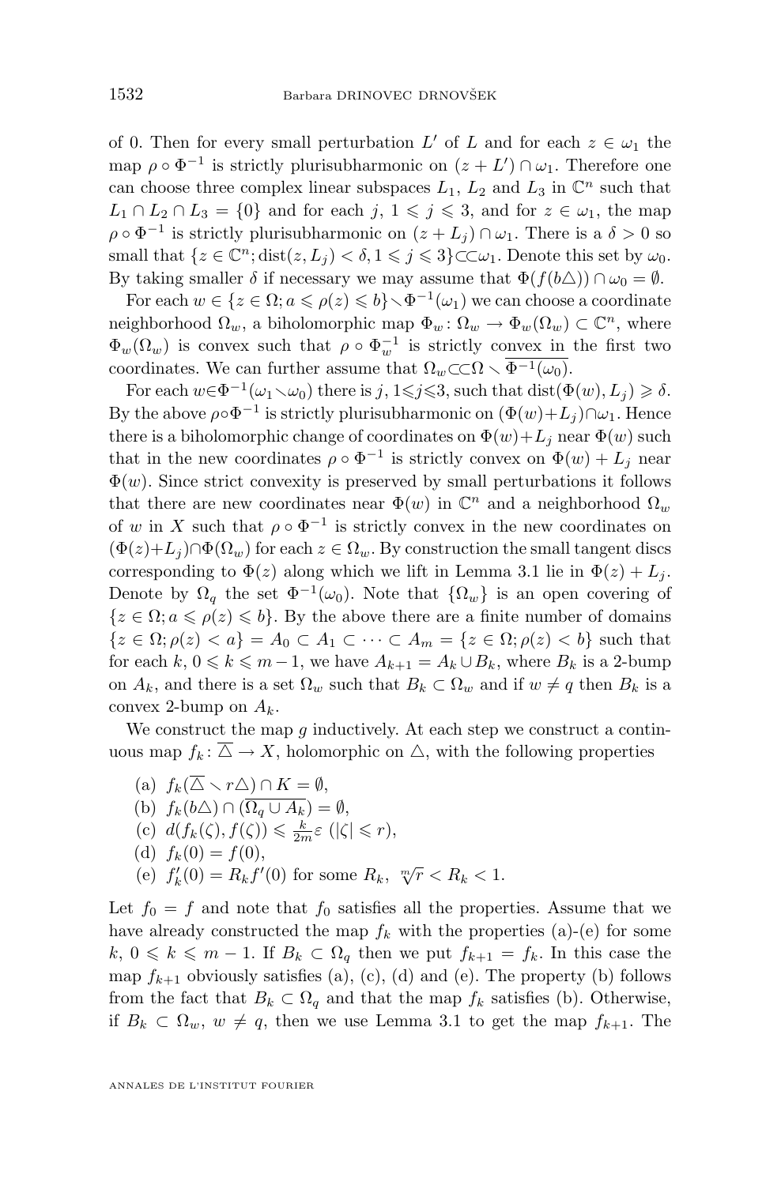of 0. Then for every small perturbation $L'$ of $L$ and for each $z \in \omega_1$ the map $\rho \circ \Phi^{-1}$ is strictly plurisubharmonic on $(z + L') \cap \omega_1$. Therefore one can choose three complex linear subspaces $L_1$, $L_2$ and $L_3$ in $\mathbb{C}^n$ such that $L_1 \cap L_2 \cap L_3 = \{0\}$ and for each $j$, $1 \leqslant j \leqslant 3$, and for $z \in \omega_1$, the map $\rho \circ \Phi^{-1}$ is strictly plurisubharmonic on $(z + L_j) \cap \omega_1$. There is a $\delta > 0$ so small that $\{z \in \mathbb{C}^n; \operatorname{dist}(z, L_j) < \delta, 1 \leqslant j \leqslant 3\} \subset\subset \omega_1$. Denote this set by $\omega_0$. By taking smaller $\delta$ if necessary we may assume that $\Phi(f(b\triangle)) \cap \omega_0 = \emptyset$.

For each $w \in \{z \in \Omega; a \leqslant \rho(z) \leqslant b\} \setminus \Phi^{-1}(\omega_1)$ we can choose a coordinate neighborhood $\Omega_w$, a biholomorphic map $\Phi_w \colon \Omega_w \to \Phi_w(\Omega_w) \subset \mathbb{C}^n$, where $\Phi_w(\Omega_w)$ is convex such that $\rho \circ \Phi_w^{-1}$ is strictly convex in the first two coordinates. We can further assume that $\Omega_w \subset\subset \Omega \setminus \overline{\Phi^{-1}(\omega_0)}$.

For each $w \in \Phi^{-1}(\omega_1 \setminus \omega_0)$ there is $j$, $1 \leqslant j \leqslant 3$, such that $\operatorname{dist}(\Phi(w), L_j) \geqslant \delta$. By the above $\rho \circ \Phi^{-1}$ is strictly plurisubharmonic on $(\Phi(w) + L_j) \cap \omega_1$. Hence there is a biholomorphic change of coordinates on $\Phi(w) + L_j$ near $\Phi(w)$ such that in the new coordinates $\rho \circ \Phi^{-1}$ is strictly convex on $\Phi(w) + L_j$ near $\Phi(w)$. Since strict convexity is preserved by small perturbations it follows that there are new coordinates near $\Phi(w)$ in $\mathbb{C}^n$ and a neighborhood $\Omega_w$ of $w$ in $X$ such that $\rho \circ \Phi^{-1}$ is strictly convex in the new coordinates on $(\Phi(z) + L_j) \cap \Phi(\Omega_w)$ for each $z \in \Omega_w$. By construction the small tangent discs corresponding to $\Phi(z)$ along which we lift in Lemma 3.1 lie in $\Phi(z) + L_j$. Denote by $\Omega_q$ the set $\Phi^{-1}(\omega_0)$. Note that $\{\Omega_w\}$ is an open covering of $\{z \in \Omega; a \leqslant \rho(z) \leqslant b\}$. By the above there are a finite number of domains $\{z \in \Omega; \rho(z) < a\} = A_0 \subset A_1 \subset \cdots \subset A_m = \{z \in \Omega; \rho(z) < b\}$ such that for each $k$, $0 \leqslant k \leqslant m-1$, we have $A_{k+1} = A_k \cup B_k$, where $B_k$ is a 2-bump on $A_k$, and there is a set $\Omega_w$ such that $B_k \subset \Omega_w$ and if $w \neq q$ then $B_k$ is a convex 2-bump on $A_k$.

We construct the map $g$ inductively. At each step we construct a continuous map $f_k \colon \overline{\triangle} \to X$, holomorphic on $\triangle$, with the following properties

(a) $f_k(\overline{\triangle} \setminus r\triangle) \cap K = \emptyset$,

(b) $f_k(b\triangle) \cap (\overline{\Omega_q \cup A_k}) = \emptyset$,

(c) $d(f_k(\zeta), f(\zeta)) \leqslant \frac{k}{2m}\varepsilon$ $(|\zeta| \leqslant r)$,

(d) $f_k(0) = f(0)$,

(e) $f_k'(0) = R_k f'(0)$ for some $R_k$, $\sqrt[m]{r} < R_k < 1$.

Let $f_0 = f$ and note that $f_0$ satisfies all the properties. Assume that we have already constructed the map $f_k$ with the properties (a)-(e) for some $k$, $0 \leqslant k \leqslant m-1$. If $B_k \subset \Omega_q$ then we put $f_{k+1} = f_k$. In this case the map $f_{k+1}$ obviously satisfies (a), (c), (d) and (e). The property (b) follows from the fact that $B_k \subset \Omega_q$ and that the map $f_k$ satisfies (b). Otherwise, if $B_k \subset \Omega_w$, $w \neq q$, then we use Lemma 3.1 to get the map $f_{k+1}$. The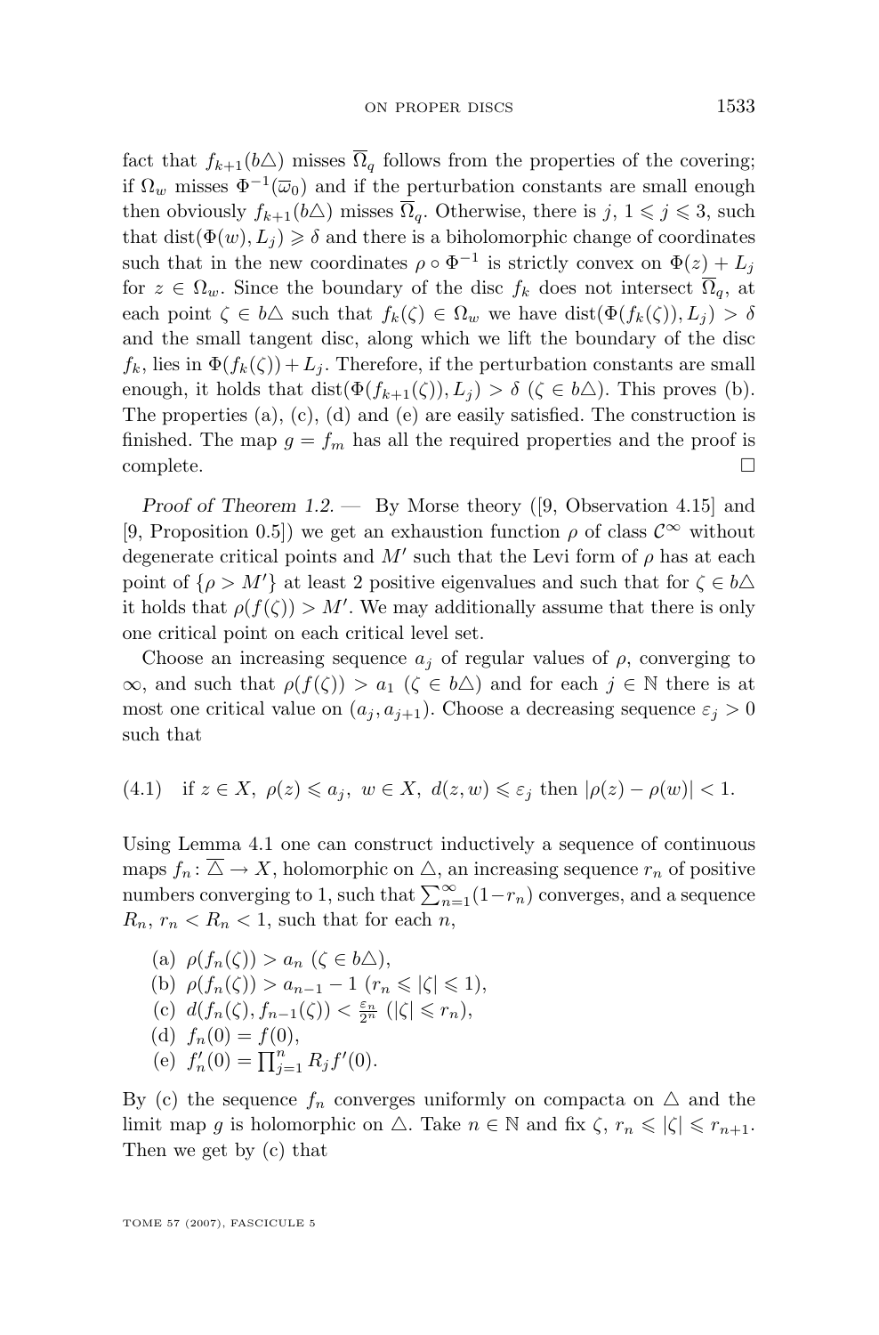fact that $f_{k+1}(b\triangle)$ misses $\overline{\Omega}_q$ follows from the properties of the covering; if $\Omega_w$ misses $\Phi^{-1}(\overline{\omega}_0)$ and if the perturbation constants are small enough then obviously $f_{k+1}(b\triangle)$ misses $\overline{\Omega}_q$. Otherwise, there is $j$, $1 \leqslant j \leqslant 3$, such that $\operatorname{dist}(\Phi(w), L_j) \geqslant \delta$ and there is a biholomorphic change of coordinates such that in the new coordinates $\rho \circ \Phi^{-1}$ is strictly convex on $\Phi(z) + L_j$ for $z \in \Omega_w$. Since the boundary of the disc $f_k$ does not intersect $\overline{\Omega}_q$, at each point $\zeta \in b\triangle$ such that $f_k(\zeta) \in \Omega_w$ we have $\operatorname{dist}(\Phi(f_k(\zeta)), L_j) > \delta$ and the small tangent disc, along which we lift the boundary of the disc $f_k$, lies in $\Phi(f_k(\zeta)) + L_j$. Therefore, if the perturbation constants are small enough, it holds that $\operatorname{dist}(\Phi(f_{k+1}(\zeta)), L_j) > \delta$ ($\zeta \in b\triangle$). This proves (b). The properties (a), (c), (d) and (e) are easily satisfied. The construction is finished. The map $g = f_m$ has all the required properties and the proof is complete. $\square$

*Proof of Theorem 1.2.* — By Morse theory ([9, Observation 4.15] and [9, Proposition 0.5]) we get an exhaustion function $\rho$ of class $\mathcal{C}^\infty$ without degenerate critical points and $M'$ such that the Levi form of $\rho$ has at each point of $\{\rho > M'\}$ at least 2 positive eigenvalues and such that for $\zeta \in b\triangle$ it holds that $\rho(f(\zeta)) > M'$. We may additionally assume that there is only one critical point on each critical level set.

Choose an increasing sequence $a_j$ of regular values of $\rho$, converging to $\infty$, and such that $\rho(f(\zeta)) > a_1$ ($\zeta \in b\triangle$) and for each $j \in \mathbb{N}$ there is at most one critical value on $(a_j, a_{j+1})$. Choose a decreasing sequence $\varepsilon_j > 0$ such that

$$\text{(4.1)} \quad \text{if } z \in X,\ \rho(z) \leqslant a_j,\ w \in X,\ d(z,w) \leqslant \varepsilon_j \text{ then } |\rho(z) - \rho(w)| < 1.$$

Using Lemma 4.1 one can construct inductively a sequence of continuous maps $f_n \colon \overline{\triangle} \to X$, holomorphic on $\triangle$, an increasing sequence $r_n$ of positive numbers converging to 1, such that $\sum_{n=1}^{\infty}(1 - r_n)$ converges, and a sequence $R_n$, $r_n < R_n < 1$, such that for each $n$,

(a) $\rho(f_n(\zeta)) > a_n$ ($\zeta \in b\triangle$),
(b) $\rho(f_n(\zeta)) > a_{n-1} - 1$ ($r_n \leqslant |\zeta| \leqslant 1$),
(c) $d(f_n(\zeta), f_{n-1}(\zeta)) < \frac{\varepsilon_n}{2^n}$ ($|\zeta| \leqslant r_n$),
(d) $f_n(0) = f(0)$,
(e) $f_n'(0) = \prod_{j=1}^{n} R_j f'(0)$.

By (c) the sequence $f_n$ converges uniformly on compacta on $\triangle$ and the limit map $g$ is holomorphic on $\triangle$. Take $n \in \mathbb{N}$ and fix $\zeta$, $r_n \leqslant |\zeta| \leqslant r_{n+1}$. Then we get by (c) that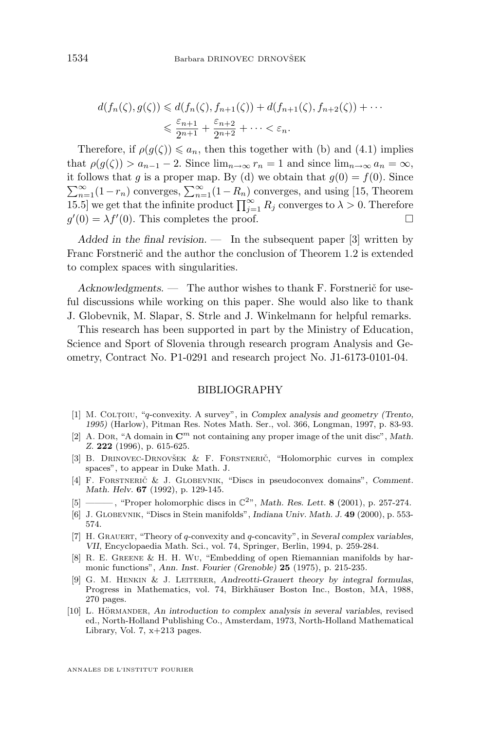$$
\begin{aligned}
d(f_n(\zeta), g(\zeta)) &\leqslant d(f_n(\zeta), f_{n+1}(\zeta)) + d(f_{n+1}(\zeta), f_{n+2}(\zeta)) + \cdots \\
&\leqslant \frac{\varepsilon_{n+1}}{2^{n+1}} + \frac{\varepsilon_{n+2}}{2^{n+2}} + \cdots < \varepsilon_n.
\end{aligned}
$$

Therefore, if $\rho(g(\zeta)) \leqslant a_n$, then this together with (b) and (4.1) implies that $\rho(g(\zeta)) > a_{n-1} - 2$. Since $\lim_{n\to\infty} r_n = 1$ and since $\lim_{n\to\infty} a_n = \infty$, it follows that $g$ is a proper map. By (d) we obtain that $g(0) = f(0)$. Since $\sum_{n=1}^{\infty}(1-r_n)$ converges, $\sum_{n=1}^{\infty}(1-R_n)$ converges, and using [15, Theorem 15.5] we get that the infinite product $\prod_{j=1}^{\infty} R_j$ converges to $\lambda > 0$. Therefore $g'(0) = \lambda f'(0)$. This completes the proof. □

*Added in the final revision.* — In the subsequent paper [3] written by Franc Forstnerič and the author the conclusion of Theorem 1.2 is extended to complex spaces with singularities.

*Acknowledgments.* — The author wishes to thank F. Forstnerič for useful discussions while working on this paper. She would also like to thank J. Globevnik, M. Slapar, S. Strle and J. Winkelmann for helpful remarks.

This research has been supported in part by the Ministry of Education, Science and Sport of Slovenia through research program Analysis and Geometry, Contract No. P1-0291 and research project No. J1-6173-0101-04.

## BIBLIOGRAPHY

[1] M. Colţoiu, "$q$-convexity. A survey", in *Complex analysis and geometry (Trento, 1995)* (Harlow), Pitman Res. Notes Math. Ser., vol. 366, Longman, 1997, p. 83-93.

[2] A. Dor, "A domain in $\mathbf{C}^m$ not containing any proper image of the unit disc", *Math. Z.* **222** (1996), p. 615-625.

[3] B. Drinovec-Drnovšek & F. Forstnerič, "Holomorphic curves in complex spaces", to appear in Duke Math. J.

[4] F. Forstnerič & J. Globevnik, "Discs in pseudoconvex domains", *Comment. Math. Helv.* **67** (1992), p. 129-145.

[5] ———, "Proper holomorphic discs in $\mathbb{C}^2$", *Math. Res. Lett.* **8** (2001), p. 257-274.

[6] J. Globevnik, "Discs in Stein manifolds", *Indiana Univ. Math. J.* **49** (2000), p. 553-574.

[7] H. Grauert, "Theory of $q$-convexity and $q$-concavity", in *Several complex variables, VII*, Encyclopaedia Math. Sci., vol. 74, Springer, Berlin, 1994, p. 259-284.

[8] R. E. Greene & H. H. Wu, "Embedding of open Riemannian manifolds by harmonic functions", *Ann. Inst. Fourier (Grenoble)* **25** (1975), p. 215-235.

[9] G. M. Henkin & J. Leiterer, *Andreotti-Grauert theory by integral formulas*, Progress in Mathematics, vol. 74, Birkhäuser Boston Inc., Boston, MA, 1988, 270 pages.

[10] L. Hörmander, *An introduction to complex analysis in several variables*, revised ed., North-Holland Publishing Co., Amsterdam, 1973, North-Holland Mathematical Library, Vol. 7, x+213 pages.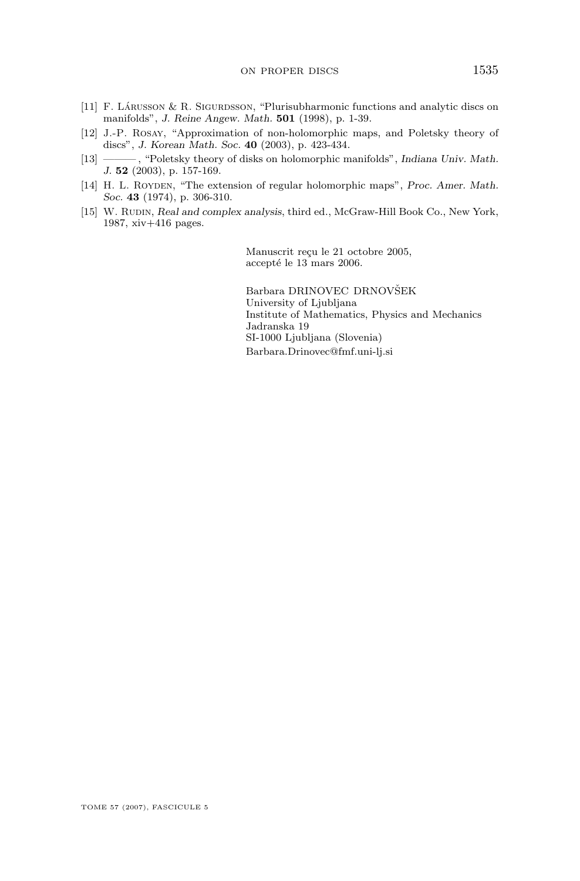[11] F. Lárusson & R. Sigurdsson, "Plurisubharmonic functions and analytic discs on manifolds", *J. Reine Angew. Math.* **501** (1998), p. 1-39.

[12] J.-P. Rosay, "Approximation of non-holomorphic maps, and Poletsky theory of discs", *J. Korean Math. Soc.* **40** (2003), p. 423-434.

[13] ———, "Poletsky theory of disks on holomorphic manifolds", *Indiana Univ. Math. J.* **52** (2003), p. 157-169.

[14] H. L. Royden, "The extension of regular holomorphic maps", *Proc. Amer. Math. Soc.* **43** (1974), p. 306-310.

[15] W. Rudin, *Real and complex analysis*, third ed., McGraw-Hill Book Co., New York, 1987, xiv+416 pages.

Manuscrit reçu le 21 octobre 2005,
accepté le 13 mars 2006.

Barbara DRINOVEC DRNOVŠEK
University of Ljubljana
Institute of Mathematics, Physics and Mechanics
Jadranska 19
SI-1000 Ljubljana (Slovenia)
Barbara.Drinovec@fmf.uni-lj.si